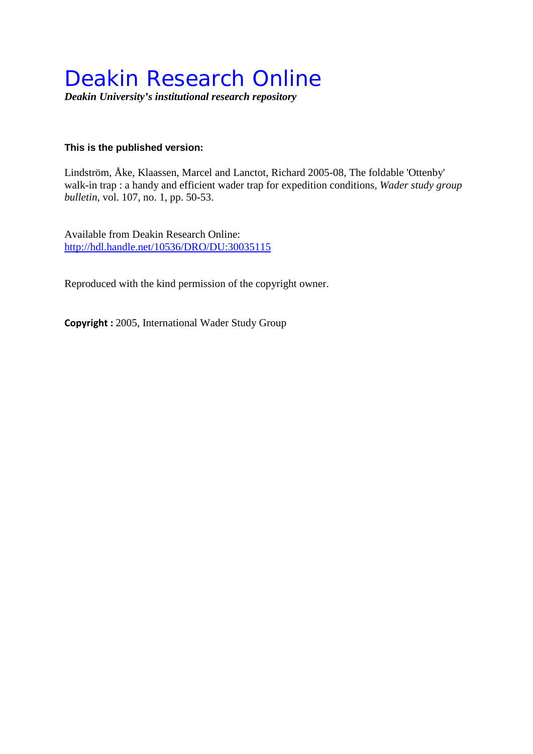# Deakin Research Online

***Deakin University's institutional research repository***

**This is the published version:**

Lindström, Åke, Klaassen, Marcel and Lanctot, Richard 2005-08, The foldable 'Ottenby' walk-in trap : a handy and efficient wader trap for expedition conditions, *Wader study group bulletin*, vol. 107, no. 1, pp. 50-53.

Available from Deakin Research Online:
http://hdl.handle.net/10536/DRO/DU:30035115

Reproduced with the kind permission of the copyright owner.

**Copyright :** 2005, International Wader Study Group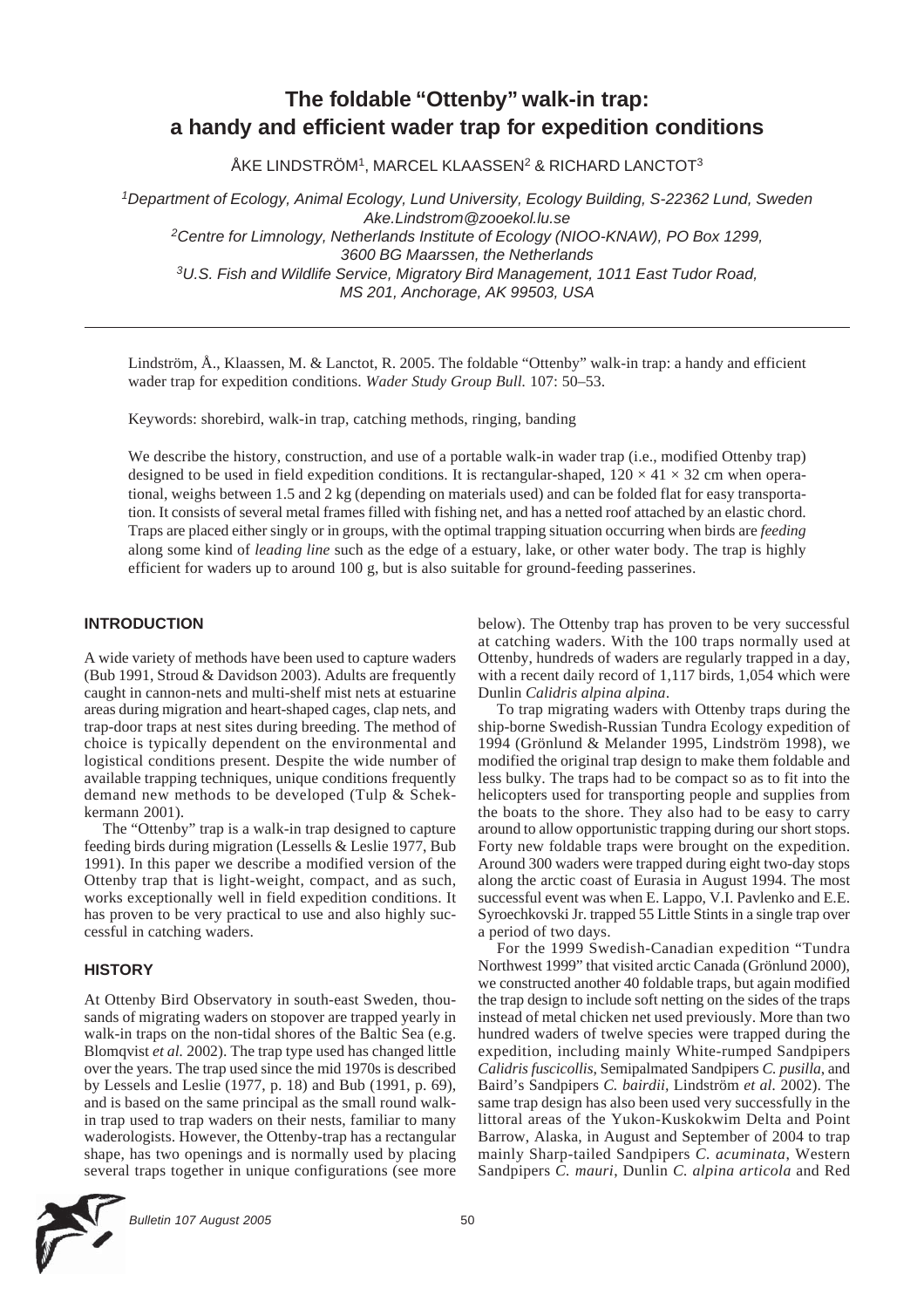# The foldable "Ottenby" walk-in trap: a handy and efficient wader trap for expedition conditions

ÅKE LINDSTRÖM[1], MARCEL KLAASSEN[2] & RICHARD LANCTOT[3]

[1]*Department of Ecology, Animal Ecology, Lund University, Ecology Building, S-22362 Lund, Sweden Ake.Lindstrom@zooekol.lu.se*
[2]*Centre for Limnology, Netherlands Institute of Ecology (NIOO-KNAW), PO Box 1299, 3600 BG Maarssen, the Netherlands*
[3]*U.S. Fish and Wildlife Service, Migratory Bird Management, 1011 East Tudor Road, MS 201, Anchorage, AK 99503, USA*

Lindström, Å., Klaassen, M. & Lanctot, R. 2005. The foldable "Ottenby" walk-in trap: a handy and efficient wader trap for expedition conditions. *Wader Study Group Bull.* 107: 50–53.

Keywords: shorebird, walk-in trap, catching methods, ringing, banding

We describe the history, construction, and use of a portable walk-in wader trap (i.e., modified Ottenby trap) designed to be used in field expedition conditions. It is rectangular-shaped, 120 × 41 × 32 cm when operational, weighs between 1.5 and 2 kg (depending on materials used) and can be folded flat for easy transportation. It consists of several metal frames filled with fishing net, and has a netted roof attached by an elastic chord. Traps are placed either singly or in groups, with the optimal trapping situation occurring when birds are *feeding* along some kind of *leading line* such as the edge of a estuary, lake, or other water body. The trap is highly efficient for waders up to around 100 g, but is also suitable for ground-feeding passerines.

## INTRODUCTION

A wide variety of methods have been used to capture waders (Bub 1991, Stroud & Davidson 2003). Adults are frequently caught in cannon-nets and multi-shelf mist nets at estuarine areas during migration and heart-shaped cages, clap nets, and trap-door traps at nest sites during breeding. The method of choice is typically dependent on the environmental and logistical conditions present. Despite the wide number of available trapping techniques, unique conditions frequently demand new methods to be developed (Tulp & Schekkermann 2001).

The "Ottenby" trap is a walk-in trap designed to capture feeding birds during migration (Lessells & Leslie 1977, Bub 1991). In this paper we describe a modified version of the Ottenby trap that is light-weight, compact, and as such, works exceptionally well in field expedition conditions. It has proven to be very practical to use and also highly successful in catching waders.

## HISTORY

At Ottenby Bird Observatory in south-east Sweden, thousands of migrating waders on stopover are trapped yearly in walk-in traps on the non-tidal shores of the Baltic Sea (e.g. Blomqvist *et al.* 2002). The trap type used has changed little over the years. The trap used since the mid 1970s is described by Lessels and Leslie (1977, p. 18) and Bub (1991, p. 69), and is based on the same principal as the small round walk-in trap used to trap waders on their nests, familiar to many waderologists. However, the Ottenby-trap has a rectangular shape, has two openings and is normally used by placing several traps together in unique configurations (see more below). The Ottenby trap has proven to be very successful at catching waders. With the 100 traps normally used at Ottenby, hundreds of waders are regularly trapped in a day, with a recent daily record of 1,117 birds, 1,054 which were Dunlin *Calidris alpina alpina*.

To trap migrating waders with Ottenby traps during the ship-borne Swedish-Russian Tundra Ecology expedition of 1994 (Grönlund & Melander 1995, Lindström 1998), we modified the original trap design to make them foldable and less bulky. The traps had to be compact so as to fit into the helicopters used for transporting people and supplies from the boats to the shore. They also had to be easy to carry around to allow opportunistic trapping during our short stops. Forty new foldable traps were brought on the expedition. Around 300 waders were trapped during eight two-day stops along the arctic coast of Eurasia in August 1994. The most successful event was when E. Lappo, V.I. Pavlenko and E.E. Syroechkovski Jr. trapped 55 Little Stints in a single trap over a period of two days.

For the 1999 Swedish-Canadian expedition "Tundra Northwest 1999" that visited arctic Canada (Grönlund 2000), we constructed another 40 foldable traps, but again modified the trap design to include soft netting on the sides of the traps instead of metal chicken net used previously. More than two hundred waders of twelve species were trapped during the expedition, including mainly White-rumped Sandpipers *Calidris fuscicollis*, Semipalmated Sandpipers *C. pusilla*, and Baird's Sandpipers *C. bairdii*, Lindström *et al.* 2002). The same trap design has also been used very successfully in the littoral areas of the Yukon-Kuskokwim Delta and Point Barrow, Alaska, in August and September of 2004 to trap mainly Sharp-tailed Sandpipers *C. acuminata*, Western Sandpipers *C. mauri*, Dunlin *C. alpina articola* and Red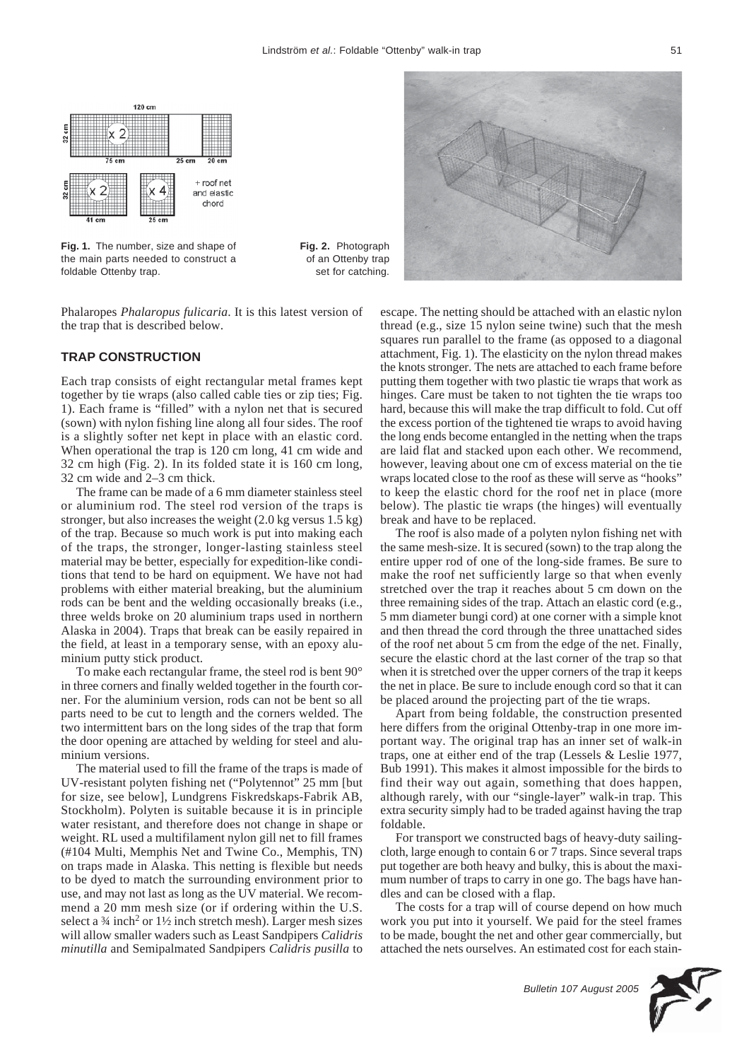120 cm

32 cm

x 2

75 cm

25 cm

20 cm

32 cm

x 2

41 cm

x 4

25 cm

+ roof net and elastic chord

**Fig. 1.** The number, size and shape of the main parts needed to construct a foldable Ottenby trap.

**Fig. 2.** Photograph of an Ottenby trap set for catching.

Phalaropes *Phalaropus fulicaria*. It is this latest version of the trap that is described below.

## TRAP CONSTRUCTION

Each trap consists of eight rectangular metal frames kept together by tie wraps (also called cable ties or zip ties; Fig. 1). Each frame is "filled" with a nylon net that is secured (sown) with nylon fishing line along all four sides. The roof is a slightly softer net kept in place with an elastic cord. When operational the trap is 120 cm long, 41 cm wide and 32 cm high (Fig. 2). In its folded state it is 160 cm long, 32 cm wide and 2–3 cm thick.

The frame can be made of a 6 mm diameter stainless steel or aluminium rod. The steel rod version of the traps is stronger, but also increases the weight (2.0 kg versus 1.5 kg) of the trap. Because so much work is put into making each of the traps, the stronger, longer-lasting stainless steel material may be better, especially for expedition-like conditions that tend to be hard on equipment. We have not had problems with either material breaking, but the aluminium rods can be bent and the welding occasionally breaks (i.e., three welds broke on 20 aluminium traps used in northern Alaska in 2004). Traps that break can be easily repaired in the field, at least in a temporary sense, with an epoxy aluminium putty stick product.

To make each rectangular frame, the steel rod is bent 90° in three corners and finally welded together in the fourth corner. For the aluminium version, rods can not be bent so all parts need to be cut to length and the corners welded. The two intermittent bars on the long sides of the trap that form the door opening are attached by welding for steel and aluminium versions.

The material used to fill the frame of the traps is made of UV-resistant polyten fishing net ("Polytennot" 25 mm [but for size, see below], Lundgrens Fiskredskaps-Fabrik AB, Stockholm). Polyten is suitable because it is in principle water resistant, and therefore does not change in shape or weight. RL used a multifilament nylon gill net to fill frames (#104 Multi, Memphis Net and Twine Co., Memphis, TN) on traps made in Alaska. This netting is flexible but needs to be dyed to match the surrounding environment prior to use, and may not last as long as the UV material. We recommend a 20 mm mesh size (or if ordering within the U.S. select a ¾ inch$^2$ or 1½ inch stretch mesh). Larger mesh sizes will allow smaller waders such as Least Sandpipers *Calidris minutilla* and Semipalmated Sandpipers *Calidris pusilla* to escape. The netting should be attached with an elastic nylon thread (e.g., size 15 nylon seine twine) such that the mesh squares run parallel to the frame (as opposed to a diagonal attachment, Fig. 1). The elasticity on the nylon thread makes the knots stronger. The nets are attached to each frame before putting them together with two plastic tie wraps that work as hinges. Care must be taken to not tighten the tie wraps too hard, because this will make the trap difficult to fold. Cut off the excess portion of the tightened tie wraps to avoid having the long ends become entangled in the netting when the traps are laid flat and stacked upon each other. We recommend, however, leaving about one cm of excess material on the tie wraps located close to the roof as these will serve as "hooks" to keep the elastic chord for the roof net in place (more below). The plastic tie wraps (the hinges) will eventually break and have to be replaced.

The roof is also made of a polyten nylon fishing net with the same mesh-size. It is secured (sown) to the trap along the entire upper rod of one of the long-side frames. Be sure to make the roof net sufficiently large so that when evenly stretched over the trap it reaches about 5 cm down on the three remaining sides of the trap. Attach an elastic cord (e.g., 5 mm diameter bungi cord) at one corner with a simple knot and then thread the cord through the three unattached sides of the roof net about 5 cm from the edge of the net. Finally, secure the elastic chord at the last corner of the trap so that when it is stretched over the upper corners of the trap it keeps the net in place. Be sure to include enough cord so that it can be placed around the projecting part of the tie wraps.

Apart from being foldable, the construction presented here differs from the original Ottenby-trap in one more important way. The original trap has an inner set of walk-in traps, one at either end of the trap (Lessels & Leslie 1977, Bub 1991). This makes it almost impossible for the birds to find their way out again, something that does happen, although rarely, with our "single-layer" walk-in trap. This extra security simply had to be traded against having the trap foldable.

For transport we constructed bags of heavy-duty sailing-cloth, large enough to contain 6 or 7 traps. Since several traps put together are both heavy and bulky, this is about the maximum number of traps to carry in one go. The bags have handles and can be closed with a flap.

The costs for a trap will of course depend on how much work you put into it yourself. We paid for the steel frames to be made, bought the net and other gear commercially, but attached the nets ourselves. An estimated cost for each stain-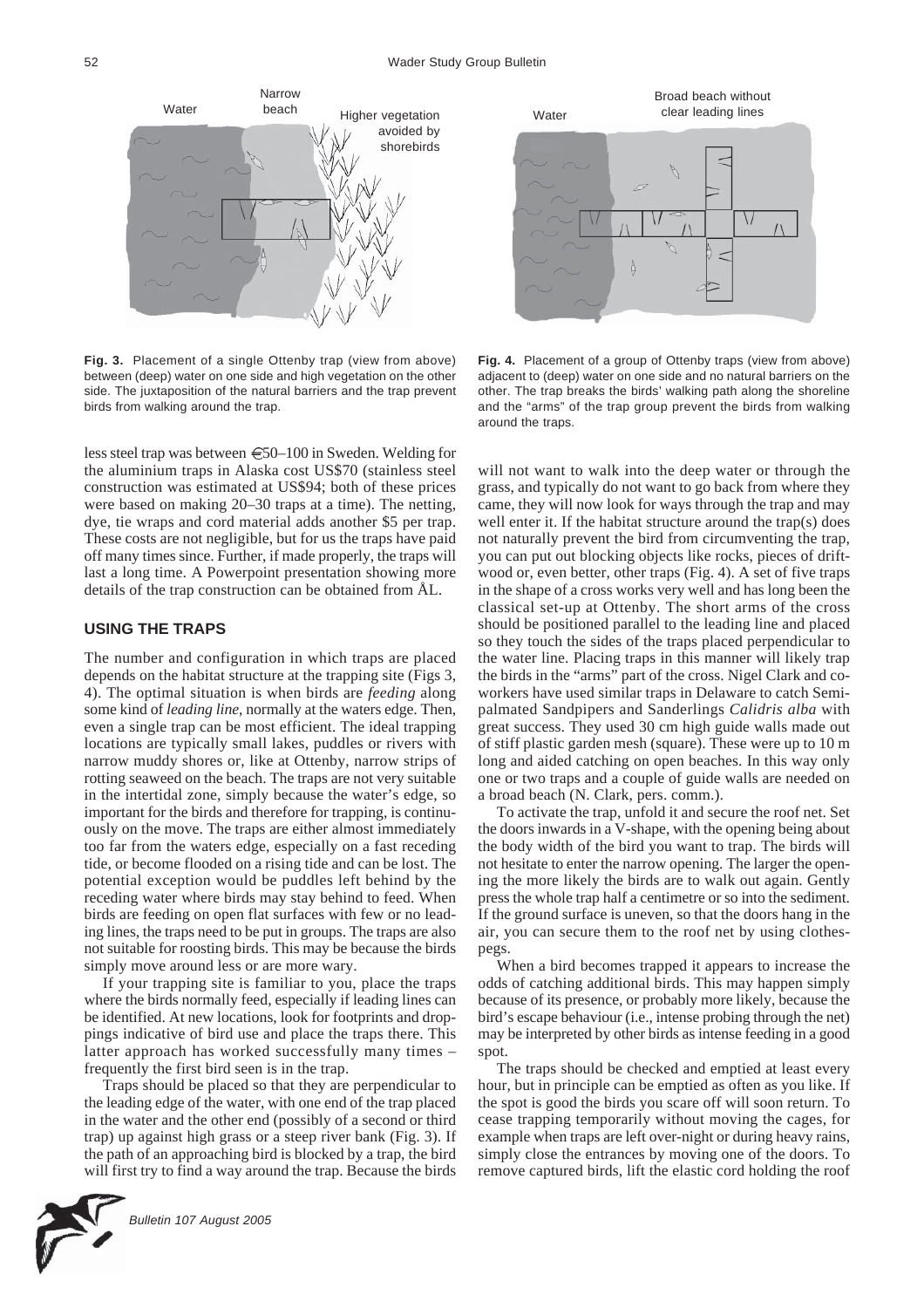Water

Narrow beach

Higher vegetation avoided by shorebirds

**Fig. 3.** Placement of a single Ottenby trap (view from above) between (deep) water on one side and high vegetation on the other side. The juxtaposition of the natural barriers and the trap prevent birds from walking around the trap.

Water

Broad beach without clear leading lines

**Fig. 4.** Placement of a group of Ottenby traps (view from above) adjacent to (deep) water on one side and no natural barriers on the other. The trap breaks the birds' walking path along the shoreline and the "arms" of the trap group prevent the birds from walking around the traps.

less steel trap was between €50–100 in Sweden. Welding for the aluminium traps in Alaska cost US$70 (stainless steel construction was estimated at US$94; both of these prices were based on making 20–30 traps at a time). The netting, dye, tie wraps and cord material adds another $5 per trap. These costs are not negligible, but for us the traps have paid off many times since. Further, if made properly, the traps will last a long time. A Powerpoint presentation showing more details of the trap construction can be obtained from ÅL.

## USING THE TRAPS

The number and configuration in which traps are placed depends on the habitat structure at the trapping site (Figs 3, 4). The optimal situation is when birds are *feeding* along some kind of *leading line*, normally at the waters edge. Then, even a single trap can be most efficient. The ideal trapping locations are typically small lakes, puddles or rivers with narrow muddy shores or, like at Ottenby, narrow strips of rotting seaweed on the beach. The traps are not very suitable in the intertidal zone, simply because the water's edge, so important for the birds and therefore for trapping, is continuously on the move. The traps are either almost immediately too far from the waters edge, especially on a fast receding tide, or become flooded on a rising tide and can be lost. The potential exception would be puddles left behind by the receding water where birds may stay behind to feed. When birds are feeding on open flat surfaces with few or no leading lines, the traps need to be put in groups. The traps are also not suitable for roosting birds. This may be because the birds simply move around less or are more wary.

If your trapping site is familiar to you, place the traps where the birds normally feed, especially if leading lines can be identified. At new locations, look for footprints and droppings indicative of bird use and place the traps there. This latter approach has worked successfully many times – frequently the first bird seen is in the trap.

Traps should be placed so that they are perpendicular to the leading edge of the water, with one end of the trap placed in the water and the other end (possibly of a second or third trap) up against high grass or a steep river bank (Fig. 3). If the path of an approaching bird is blocked by a trap, the bird will first try to find a way around the trap. Because the birds will not want to walk into the deep water or through the grass, and typically do not want to go back from where they came, they will now look for ways through the trap and may well enter it. If the habitat structure around the trap(s) does not naturally prevent the bird from circumventing the trap, you can put out blocking objects like rocks, pieces of driftwood or, even better, other traps (Fig. 4). A set of five traps in the shape of a cross works very well and has long been the classical set-up at Ottenby. The short arms of the cross should be positioned parallel to the leading line and placed so they touch the sides of the traps placed perpendicular to the water line. Placing traps in this manner will likely trap the birds in the "arms" part of the cross. Nigel Clark and co-workers have used similar traps in Delaware to catch Semipalmated Sandpipers and Sanderlings *Calidris alba* with great success. They used 30 cm high guide walls made out of stiff plastic garden mesh (square). These were up to 10 m long and aided catching on open beaches. In this way only one or two traps and a couple of guide walls are needed on a broad beach (N. Clark, pers. comm.).

To activate the trap, unfold it and secure the roof net. Set the doors inwards in a V-shape, with the opening being about the body width of the bird you want to trap. The birds will not hesitate to enter the narrow opening. The larger the opening the more likely the birds are to walk out again. Gently press the whole trap half a centimetre or so into the sediment. If the ground surface is uneven, so that the doors hang in the air, you can secure them to the roof net by using clothespegs.

When a bird becomes trapped it appears to increase the odds of catching additional birds. This may happen simply because of its presence, or probably more likely, because the bird's escape behaviour (i.e., intense probing through the net) may be interpreted by other birds as intense feeding in a good spot.

The traps should be checked and emptied at least every hour, but in principle can be emptied as often as you like. If the spot is good the birds you scare off will soon return. To cease trapping temporarily without moving the cages, for example when traps are left over-night or during heavy rains, simply close the entrances by moving one of the doors. To remove captured birds, lift the elastic cord holding the roof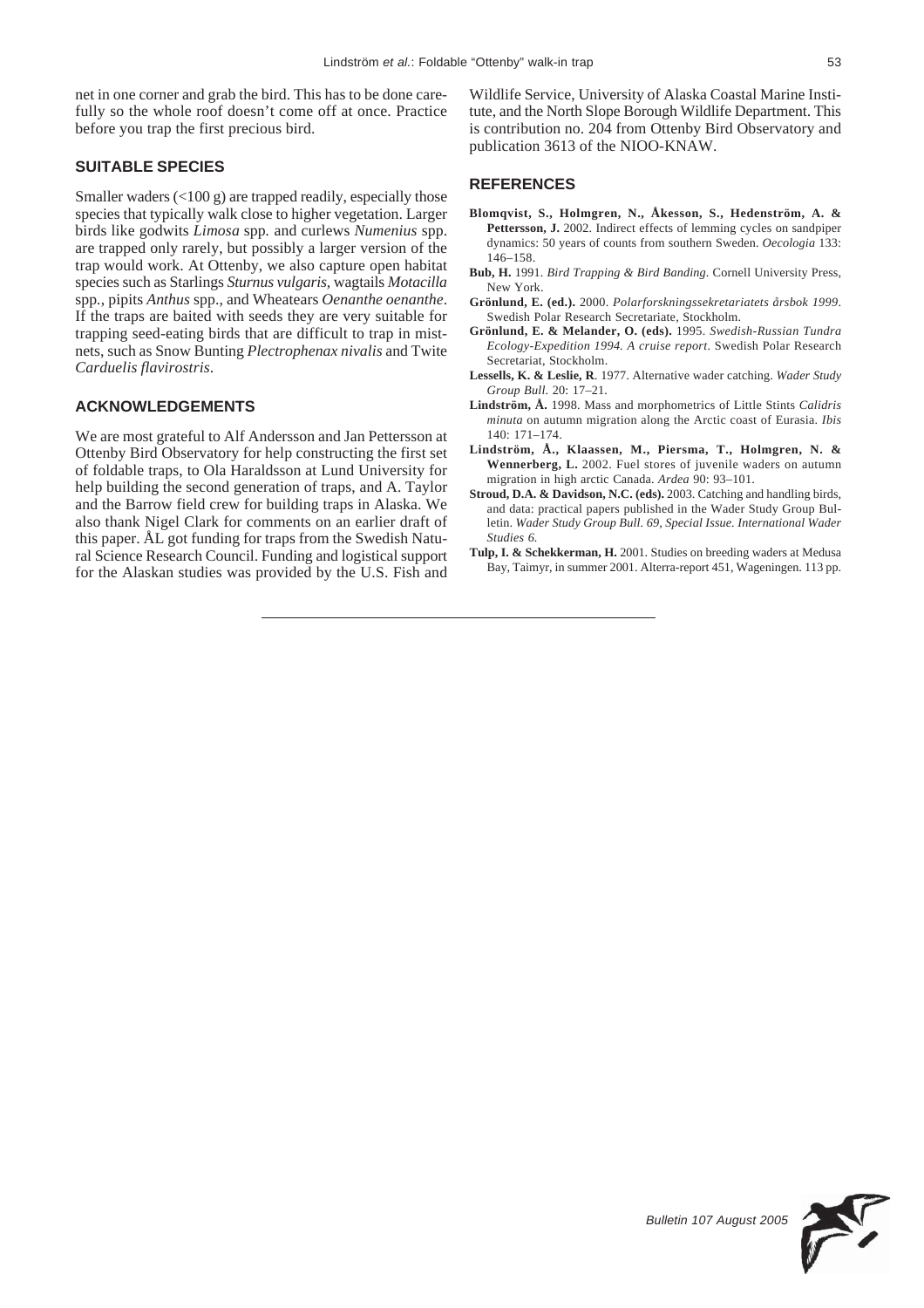net in one corner and grab the bird. This has to be done carefully so the whole roof doesn't come off at once. Practice before you trap the first precious bird.

## SUITABLE SPECIES

Smaller waders (<100 g) are trapped readily, especially those species that typically walk close to higher vegetation. Larger birds like godwits *Limosa* spp. and curlews *Numenius* spp. are trapped only rarely, but possibly a larger version of the trap would work. At Ottenby, we also capture open habitat species such as Starlings *Sturnus vulgaris*, wagtails *Motacilla* spp., pipits *Anthus* spp., and Wheatears *Oenanthe oenanthe*. If the traps are baited with seeds they are very suitable for trapping seed-eating birds that are difficult to trap in mistnets, such as Snow Bunting *Plectrophenax nivalis* and Twite *Carduelis flavirostris*.

## ACKNOWLEDGEMENTS

We are most grateful to Alf Andersson and Jan Pettersson at Ottenby Bird Observatory for help constructing the first set of foldable traps, to Ola Haraldsson at Lund University for help building the second generation of traps, and A. Taylor and the Barrow field crew for building traps in Alaska. We also thank Nigel Clark for comments on an earlier draft of this paper. ÅL got funding for traps from the Swedish Natural Science Research Council. Funding and logistical support for the Alaskan studies was provided by the U.S. Fish and Wildlife Service, University of Alaska Coastal Marine Institute, and the North Slope Borough Wildlife Department. This is contribution no. 204 from Ottenby Bird Observatory and publication 3613 of the NIOO-KNAW.

## REFERENCES

**Blomqvist, S., Holmgren, N., Åkesson, S., Hedenström, A. & Pettersson, J.** 2002. Indirect effects of lemming cycles on sandpiper dynamics: 50 years of counts from southern Sweden. *Oecologia* 133: 146–158.

**Bub, H.** 1991. *Bird Trapping & Bird Banding*. Cornell University Press, New York.

**Grönlund, E. (ed.).** 2000. *Polarforskningssekretariatets årsbok 1999*. Swedish Polar Research Secretariate, Stockholm.

**Grönlund, E. & Melander, O. (eds).** 1995. *Swedish-Russian Tundra Ecology-Expedition 1994. A cruise report*. Swedish Polar Research Secretariat, Stockholm.

**Lessells, K. & Leslie, R**. 1977. Alternative wader catching. *Wader Study Group Bull.* 20: 17–21.

**Lindström, Å.** 1998. Mass and morphometrics of Little Stints *Calidris minuta* on autumn migration along the Arctic coast of Eurasia. *Ibis* 140: 171–174.

**Lindström, Å., Klaassen, M., Piersma, T., Holmgren, N. & Wennerberg, L.** 2002. Fuel stores of juvenile waders on autumn migration in high arctic Canada. *Ardea* 90: 93–101.

**Stroud, D.A. & Davidson, N.C. (eds).** 2003. Catching and handling birds, and data: practical papers published in the Wader Study Group Bulletin. *Wader Study Group Bull. 69, Special Issue. International Wader Studies 6.*

**Tulp, I. & Schekkerman, H.** 2001. Studies on breeding waders at Medusa Bay, Taimyr, in summer 2001. Alterra-report 451, Wageningen. 113 pp.